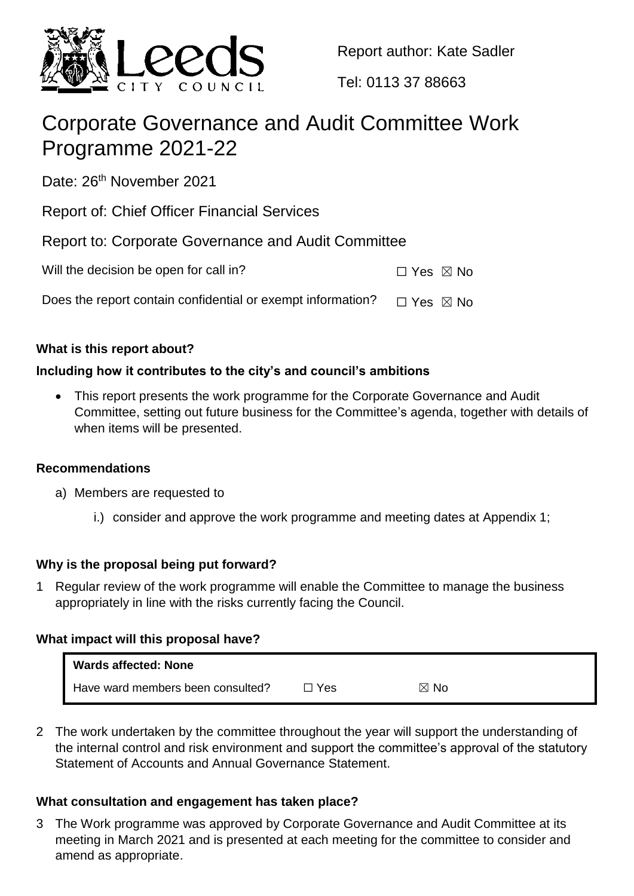Report author: Kate Sadler

Tel: 0113 37 88663

# Corporate Governance and Audit Committee Work Programme 2021-22

Date: 26th November 2021

Report of: Chief Officer Financial Services

Report to: Corporate Governance and Audit Committee

Will the decision be open for call in? ☐ Yes ☒ No

Does the report contain confidential or exempt information? ☐ Yes ☒ No

**What is this report about?**

**Including how it contributes to the city's and council's ambitions**

- This report presents the work programme for the Corporate Governance and Audit Committee, setting out future business for the Committee's agenda, together with details of when items will be presented.

**Recommendations**

a) Members are requested to

i.) consider and approve the work programme and meeting dates at Appendix 1;

**Why is the proposal being put forward?**

1 Regular review of the work programme will enable the Committee to manage the business appropriately in line with the risks currently facing the Council.

**What impact will this proposal have?**

| **Wards affected: None** | | |
|---|---|---|
| Have ward members been consulted? | ☐ Yes | ☒ No |

2 The work undertaken by the committee throughout the year will support the understanding of the internal control and risk environment and support the committee's approval of the statutory Statement of Accounts and Annual Governance Statement.

**What consultation and engagement has taken place?**

3 The Work programme was approved by Corporate Governance and Audit Committee at its meeting in March 2021 and is presented at each meeting for the committee to consider and amend as appropriate.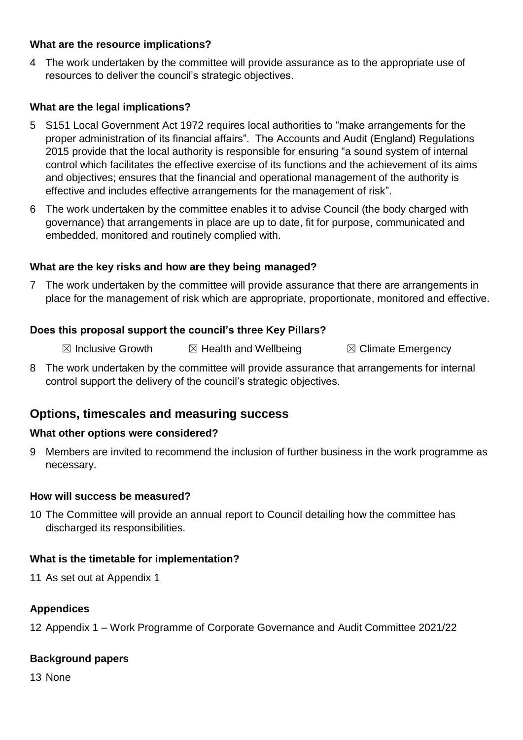### What are the resource implications?

4 The work undertaken by the committee will provide assurance as to the appropriate use of resources to deliver the council's strategic objectives.

### What are the legal implications?

5 S151 Local Government Act 1972 requires local authorities to "make arrangements for the proper administration of its financial affairs". The Accounts and Audit (England) Regulations 2015 provide that the local authority is responsible for ensuring "a sound system of internal control which facilitates the effective exercise of its functions and the achievement of its aims and objectives; ensures that the financial and operational management of the authority is effective and includes effective arrangements for the management of risk".

6 The work undertaken by the committee enables it to advise Council (the body charged with governance) that arrangements in place are up to date, fit for purpose, communicated and embedded, monitored and routinely complied with.

### What are the key risks and how are they being managed?

7 The work undertaken by the committee will provide assurance that there are arrangements in place for the management of risk which are appropriate, proportionate, monitored and effective.

### Does this proposal support the council's three Key Pillars?

☒ Inclusive Growth ☒ Health and Wellbeing ☒ Climate Emergency

8 The work undertaken by the committee will provide assurance that arrangements for internal control support the delivery of the council's strategic objectives.

## Options, timescales and measuring success

### What other options were considered?

9 Members are invited to recommend the inclusion of further business in the work programme as necessary.

### How will success be measured?

10 The Committee will provide an annual report to Council detailing how the committee has discharged its responsibilities.

### What is the timetable for implementation?

11 As set out at Appendix 1

### Appendices

12 Appendix 1 – Work Programme of Corporate Governance and Audit Committee 2021/22

### Background papers

13 None